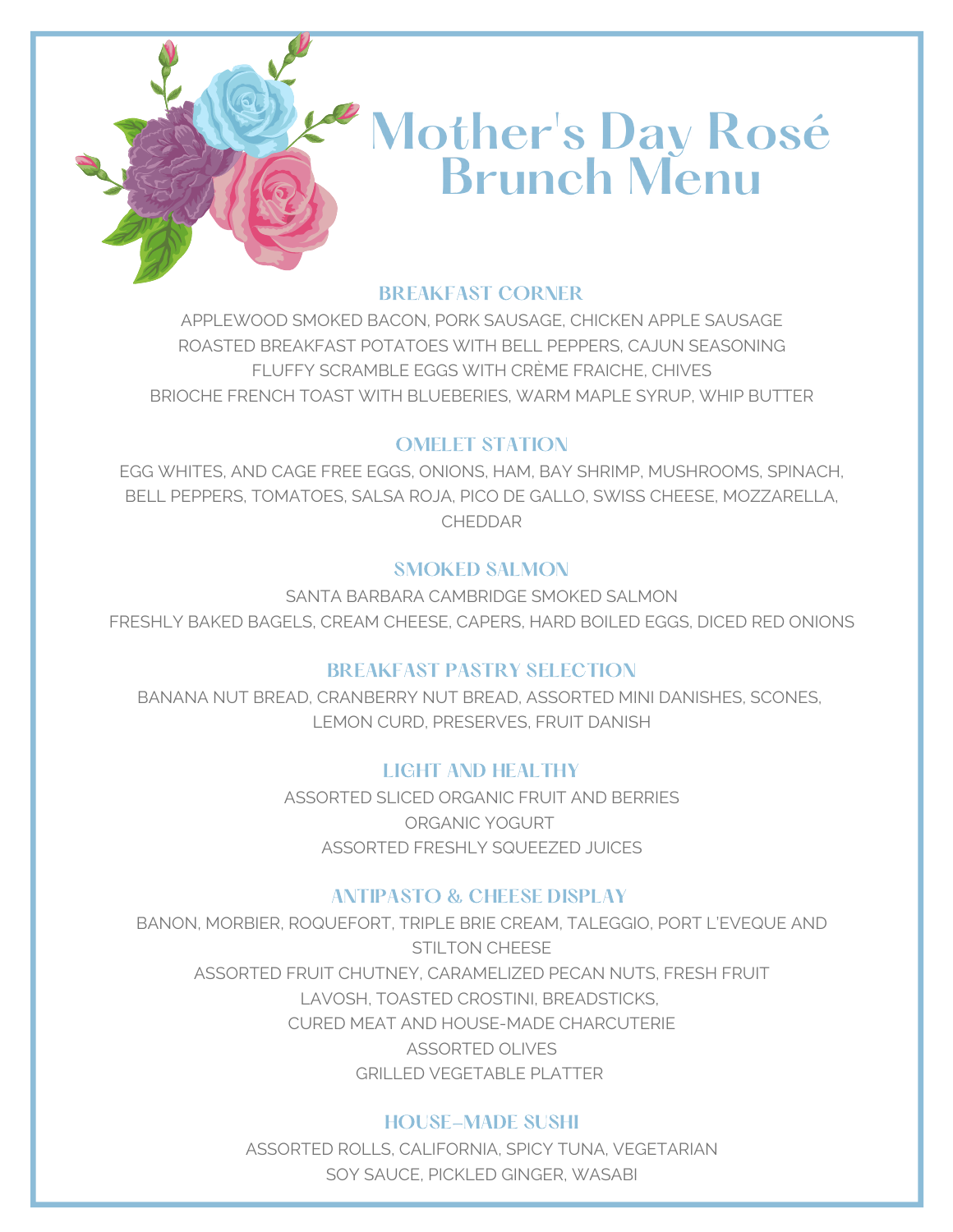# Mother's Day Rosé Brunch Menu

## BREAKFAST CORNER

APPLEWOOD SMOKED BACON, PORK SAUSAGE, CHICKEN APPLE SAUSAGE
ROASTED BREAKFAST POTATOES WITH BELL PEPPERS, CAJUN SEASONING
FLUFFY SCRAMBLE EGGS WITH CRÈME FRAICHE, CHIVES
BRIOCHE FRENCH TOAST WITH BLUEBERIES, WARM MAPLE SYRUP, WHIP BUTTER

## OMELET STATION

EGG WHITES, AND CAGE FREE EGGS, ONIONS, HAM, BAY SHRIMP, MUSHROOMS, SPINACH, BELL PEPPERS, TOMATOES, SALSA ROJA, PICO DE GALLO, SWISS CHEESE, MOZZARELLA, CHEDDAR

## SMOKED SALMON

SANTA BARBARA CAMBRIDGE SMOKED SALMON
FRESHLY BAKED BAGELS, CREAM CHEESE, CAPERS, HARD BOILED EGGS, DICED RED ONIONS

## BREAKFAST PASTRY SELECTION

BANANA NUT BREAD, CRANBERRY NUT BREAD, ASSORTED MINI DANISHES, SCONES, LEMON CURD, PRESERVES, FRUIT DANISH

## LIGHT AND HEALTHY

ASSORTED SLICED ORGANIC FRUIT AND BERRIES
ORGANIC YOGURT
ASSORTED FRESHLY SQUEEZED JUICES

## ANTIPASTO & CHEESE DISPLAY

BANON, MORBIER, ROQUEFORT, TRIPLE BRIE CREAM, TALEGGIO, PORT L'EVEQUE AND STILTON CHEESE
ASSORTED FRUIT CHUTNEY, CARAMELIZED PECAN NUTS, FRESH FRUIT
LAVOSH, TOASTED CROSTINI, BREADSTICKS,
CURED MEAT AND HOUSE-MADE CHARCUTERIE
ASSORTED OLIVES
GRILLED VEGETABLE PLATTER

## HOUSE-MADE SUSHI

ASSORTED ROLLS, CALIFORNIA, SPICY TUNA, VEGETARIAN
SOY SAUCE, PICKLED GINGER, WASABI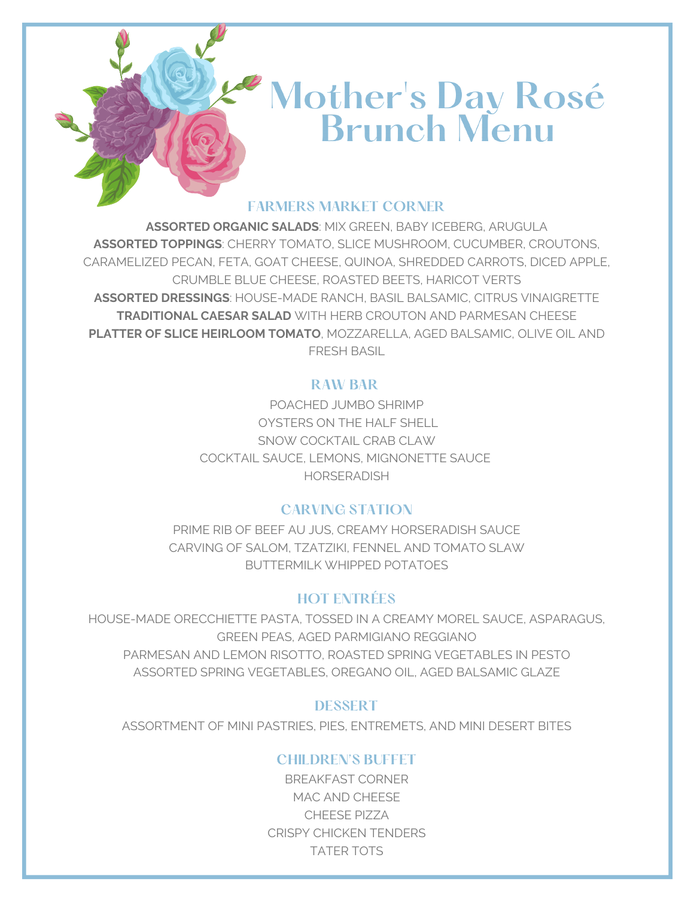# Mother's Day Rosé Brunch Menu

## FARMERS MARKET CORNER

**ASSORTED ORGANIC SALADS**: MIX GREEN, BABY ICEBERG, ARUGULA
**ASSORTED TOPPINGS**: CHERRY TOMATO, SLICE MUSHROOM, CUCUMBER, CROUTONS, CARAMELIZED PECAN, FETA, GOAT CHEESE, QUINOA, SHREDDED CARROTS, DICED APPLE, CRUMBLE BLUE CHEESE, ROASTED BEETS, HARICOT VERTS
**ASSORTED DRESSINGS**: HOUSE-MADE RANCH, BASIL BALSAMIC, CITRUS VINAIGRETTE
**TRADITIONAL CAESAR SALAD** WITH HERB CROUTON AND PARMESAN CHEESE
**PLATTER OF SLICE HEIRLOOM TOMATO**, MOZZARELLA, AGED BALSAMIC, OLIVE OIL AND FRESH BASIL

## RAW BAR

POACHED JUMBO SHRIMP
OYSTERS ON THE HALF SHELL
SNOW COCKTAIL CRAB CLAW
COCKTAIL SAUCE, LEMONS, MIGNONETTE SAUCE
HORSERADISH

## CARVING STATION

PRIME RIB OF BEEF AU JUS, CREAMY HORSERADISH SAUCE
CARVING OF SALOM, TZATZIKI, FENNEL AND TOMATO SLAW
BUTTERMILK WHIPPED POTATOES

## HOT ENTRÉES

HOUSE-MADE ORECCHIETTE PASTA, TOSSED IN A CREAMY MOREL SAUCE, ASPARAGUS, GREEN PEAS, AGED PARMIGIANO REGGIANO
PARMESAN AND LEMON RISOTTO, ROASTED SPRING VEGETABLES IN PESTO
ASSORTED SPRING VEGETABLES, OREGANO OIL, AGED BALSAMIC GLAZE

## DESSERT

ASSORTMENT OF MINI PASTRIES, PIES, ENTREMETS, AND MINI DESERT BITES

## CHILDREN'S BUFFET

BREAKFAST CORNER
MAC AND CHEESE
CHEESE PIZZA
CRISPY CHICKEN TENDERS
TATER TOTS